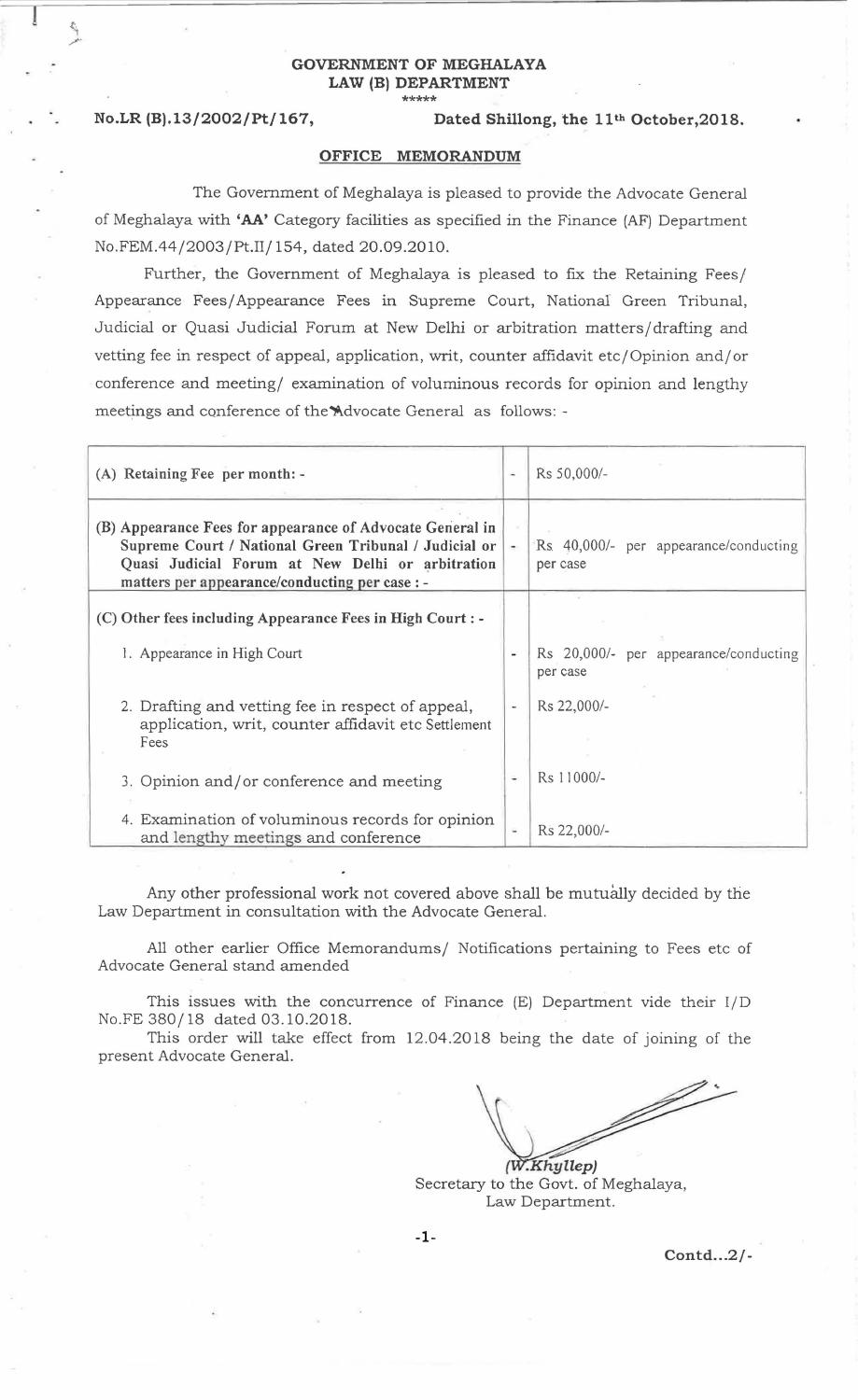**GOVERNMENT OF MEGHALAYA**
**LAW (B) DEPARTMENT**
\*\*\*\*\*

**No.LR (B).13/2002/Pt/167,** **Dated Shillong, the 11th October,2018.**

**OFFICE MEMORANDUM**

The Government of Meghalaya is pleased to provide the Advocate General of Meghalaya with **'AA'** Category facilities as specified in the Finance (AF) Department No.FEM.44/2003/Pt.II/154, dated 20.09.2010.

Further, the Government of Meghalaya is pleased to fix the Retaining Fees/ Appearance Fees/Appearance Fees in Supreme Court, National Green Tribunal, Judicial or Quasi Judicial Forum at New Delhi or arbitration matters/drafting and vetting fee in respect of appeal, application, writ, counter affidavit etc/Opinion and/or conference and meeting/ examination of voluminous records for opinion and lengthy meetings and conference of the Advocate General as follows: -

| | | |
|---|---|---|
| (A) Retaining Fee per month: - | - | Rs 50,000/- |
| **(B) Appearance Fees for appearance of Advocate General in Supreme Court / National Green Tribunal / Judicial or Quasi Judicial Forum at New Delhi or arbitration matters per appearance/conducting per case : -** | - | Rs 40,000/- per appearance/conducting per case |
| **(C) Other fees including Appearance Fees in High Court : -** | | |
| 1. Appearance in High Court | - | Rs 20,000/- per appearance/conducting per case |
| 2. Drafting and vetting fee in respect of appeal, application, writ, counter affidavit etc Settlement Fees | - | Rs 22,000/- |
| 3. Opinion and/or conference and meeting | - | Rs 11000/- |
| 4. Examination of voluminous records for opinion and lengthy meetings and conference | - | Rs 22,000/- |

Any other professional work not covered above shall be mutually decided by the Law Department in consultation with the Advocate General.

All other earlier Office Memorandums/ Notifications pertaining to Fees etc of Advocate General stand amended

This issues with the concurrence of Finance (E) Department vide their I/D No.FE 380/18 dated 03.10.2018.

This order will take effect from 12.04.2018 being the date of joining of the present Advocate General.

*(W.Khyllep)*
Secretary to the Govt. of Meghalaya,
Law Department.

Contd...2/-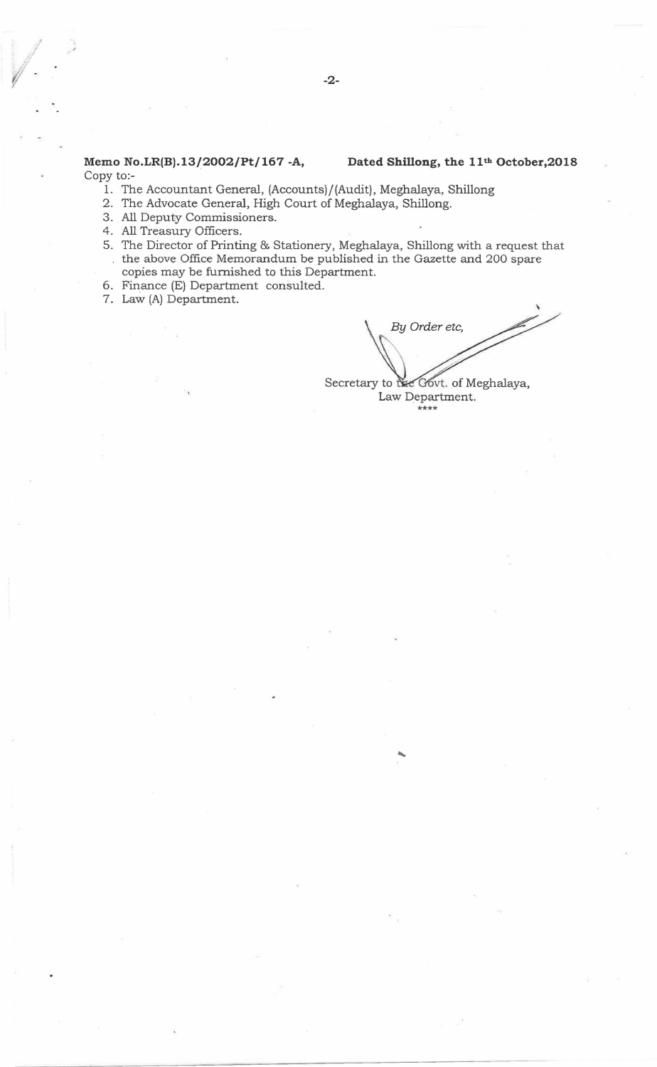**Memo No.LR(B).13/2002/Pt/167 -A,** **Dated Shillong, the 11th October,2018**

Copy to:-

1. The Accountant General, (Accounts)/(Audit), Meghalaya, Shillong
2. The Advocate General, High Court of Meghalaya, Shillong.
3. All Deputy Commissioners.
4. All Treasury Officers.
5. The Director of Printing & Stationery, Meghalaya, Shillong with a request that the above Office Memorandum be published in the Gazette and 200 spare copies may be furnished to this Department.
6. Finance (E) Department consulted.
7. Law (A) Department.

*By Order etc,*

Secretary to the Govt. of Meghalaya,
Law Department.

****